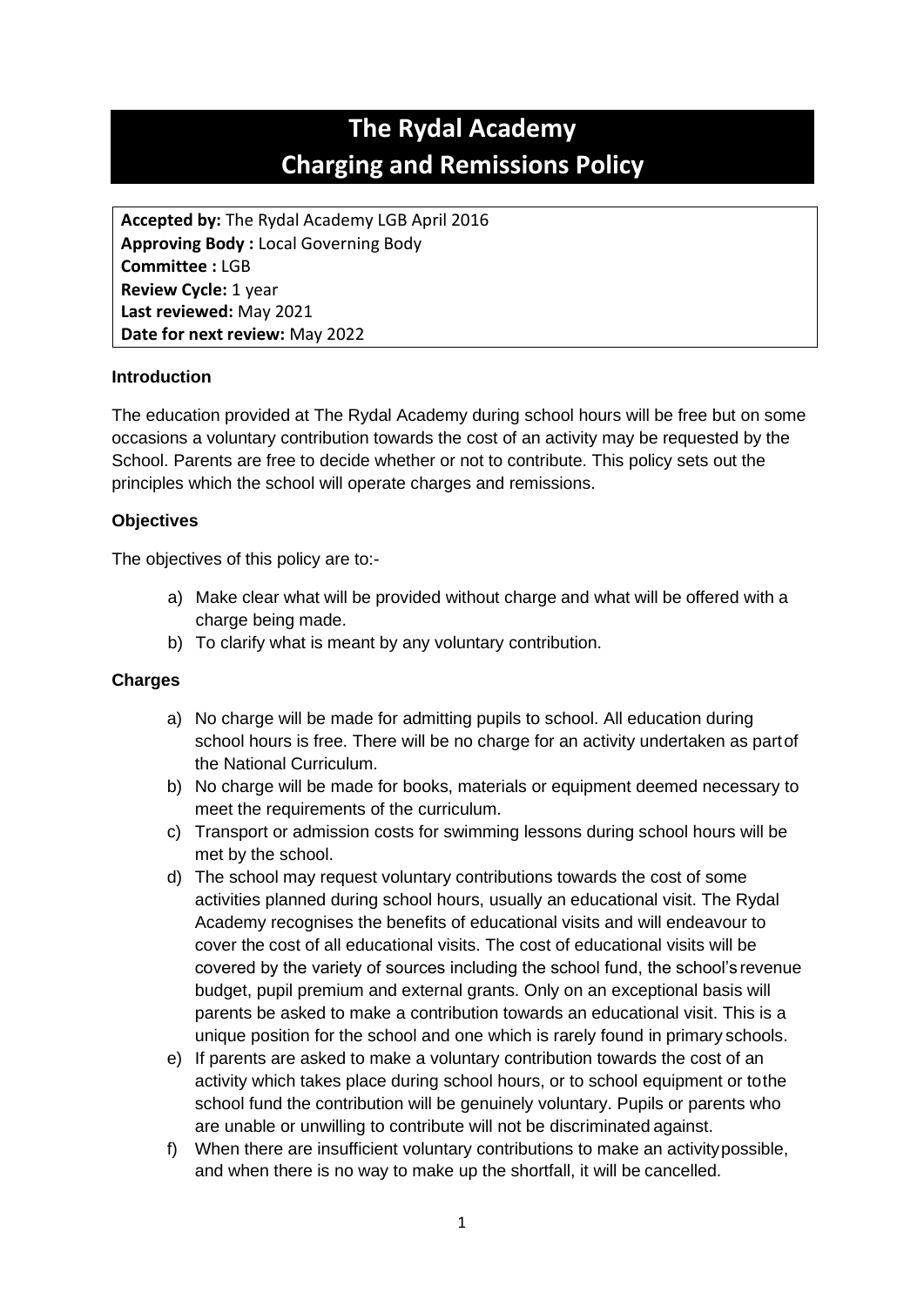# The Rydal Academy
# Charging and Remissions Policy

**Accepted by:** The Rydal Academy LGB April 2016
**Approving Body :** Local Governing Body
**Committee :** LGB
**Review Cycle:** 1 year
**Last reviewed:** May 2021
**Date for next review:** May 2022

### Introduction

The education provided at The Rydal Academy during school hours will be free but on some occasions a voluntary contribution towards the cost of an activity may be requested by the School. Parents are free to decide whether or not to contribute. This policy sets out the principles which the school will operate charges and remissions.

### Objectives

The objectives of this policy are to:-

a) Make clear what will be provided without charge and what will be offered with a charge being made.
b) To clarify what is meant by any voluntary contribution.

### Charges

a) No charge will be made for admitting pupils to school. All education during school hours is free. There will be no charge for an activity undertaken as part of the National Curriculum.
b) No charge will be made for books, materials or equipment deemed necessary to meet the requirements of the curriculum.
c) Transport or admission costs for swimming lessons during school hours will be met by the school.
d) The school may request voluntary contributions towards the cost of some activities planned during school hours, usually an educational visit. The Rydal Academy recognises the benefits of educational visits and will endeavour to cover the cost of all educational visits. The cost of educational visits will be covered by the variety of sources including the school fund, the school's revenue budget, pupil premium and external grants. Only on an exceptional basis will parents be asked to make a contribution towards an educational visit. This is a unique position for the school and one which is rarely found in primary schools.
e) If parents are asked to make a voluntary contribution towards the cost of an activity which takes place during school hours, or to school equipment or to the school fund the contribution will be genuinely voluntary. Pupils or parents who are unable or unwilling to contribute will not be discriminated against.
f) When there are insufficient voluntary contributions to make an activity possible, and when there is no way to make up the shortfall, it will be cancelled.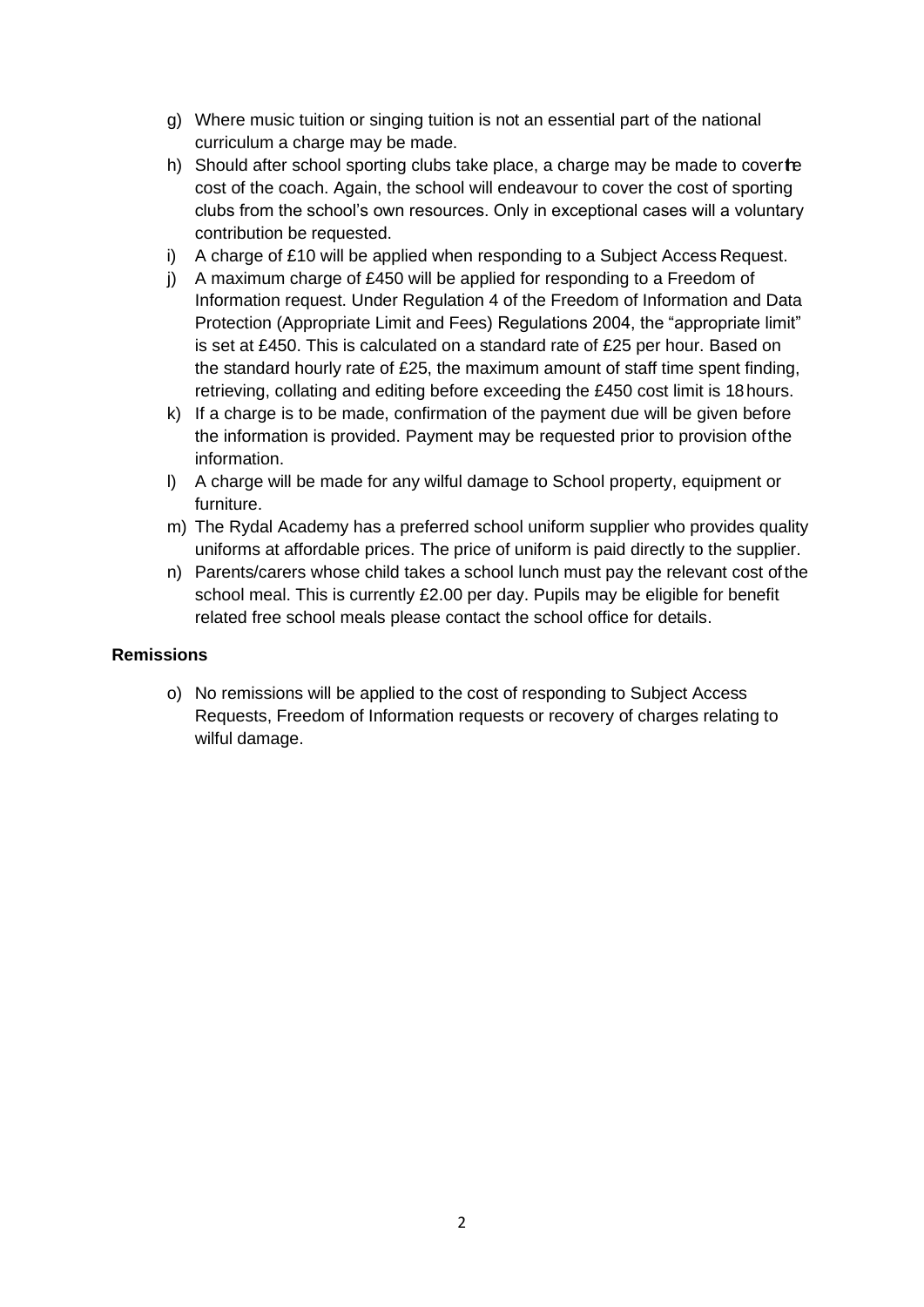g) Where music tuition or singing tuition is not an essential part of the national curriculum a charge may be made.
h) Should after school sporting clubs take place, a charge may be made to cover the cost of the coach. Again, the school will endeavour to cover the cost of sporting clubs from the school's own resources. Only in exceptional cases will a voluntary contribution be requested.
i) A charge of £10 will be applied when responding to a Subject Access Request.
j) A maximum charge of £450 will be applied for responding to a Freedom of Information request. Under Regulation 4 of the Freedom of Information and Data Protection (Appropriate Limit and Fees) Regulations 2004, the "appropriate limit" is set at £450. This is calculated on a standard rate of £25 per hour. Based on the standard hourly rate of £25, the maximum amount of staff time spent finding, retrieving, collating and editing before exceeding the £450 cost limit is 18 hours.
k) If a charge is to be made, confirmation of the payment due will be given before the information is provided. Payment may be requested prior to provision of the information.
l) A charge will be made for any wilful damage to School property, equipment or furniture.
m) The Rydal Academy has a preferred school uniform supplier who provides quality uniforms at affordable prices. The price of uniform is paid directly to the supplier.
n) Parents/carers whose child takes a school lunch must pay the relevant cost of the school meal. This is currently £2.00 per day. Pupils may be eligible for benefit related free school meals please contact the school office for details.

**Remissions**

o) No remissions will be applied to the cost of responding to Subject Access Requests, Freedom of Information requests or recovery of charges relating to wilful damage.